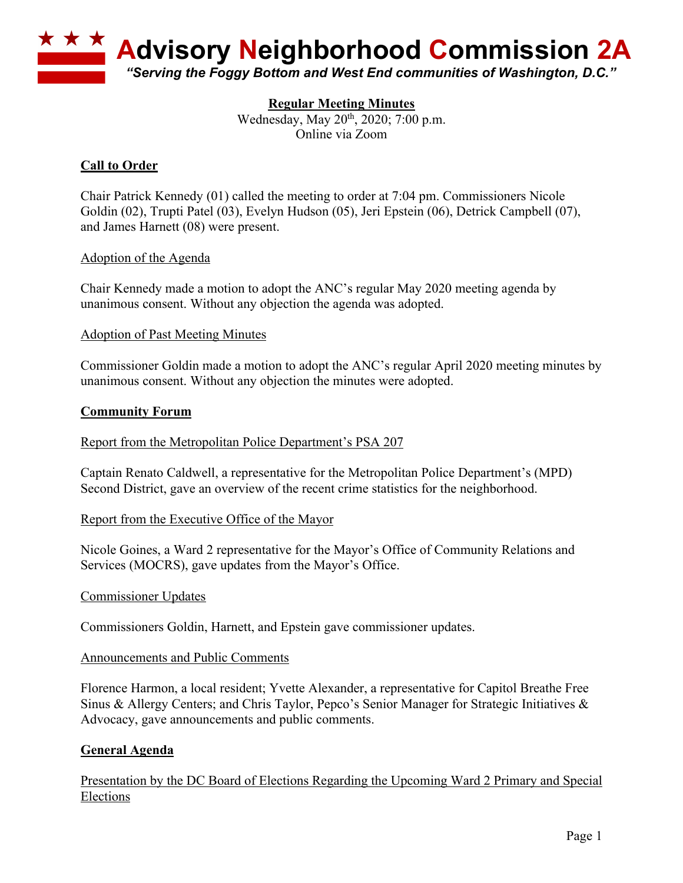# Advisory Neighborhood Commission 2A

*"Serving the Foggy Bottom and West End communities of Washington, D.C."*

**Regular Meeting Minutes**
Wednesday, May 20th, 2020; 7:00 p.m.
Online via Zoom

## Call to Order

Chair Patrick Kennedy (01) called the meeting to order at 7:04 pm. Commissioners Nicole Goldin (02), Trupti Patel (03), Evelyn Hudson (05), Jeri Epstein (06), Detrick Campbell (07), and James Harnett (08) were present.

### Adoption of the Agenda

Chair Kennedy made a motion to adopt the ANC's regular May 2020 meeting agenda by unanimous consent. Without any objection the agenda was adopted.

### Adoption of Past Meeting Minutes

Commissioner Goldin made a motion to adopt the ANC's regular April 2020 meeting minutes by unanimous consent. Without any objection the minutes were adopted.

## Community Forum

### Report from the Metropolitan Police Department's PSA 207

Captain Renato Caldwell, a representative for the Metropolitan Police Department's (MPD) Second District, gave an overview of the recent crime statistics for the neighborhood.

### Report from the Executive Office of the Mayor

Nicole Goines, a Ward 2 representative for the Mayor's Office of Community Relations and Services (MOCRS), gave updates from the Mayor's Office.

### Commissioner Updates

Commissioners Goldin, Harnett, and Epstein gave commissioner updates.

### Announcements and Public Comments

Florence Harmon, a local resident; Yvette Alexander, a representative for Capitol Breathe Free Sinus & Allergy Centers; and Chris Taylor, Pepco's Senior Manager for Strategic Initiatives & Advocacy, gave announcements and public comments.

## General Agenda

### Presentation by the DC Board of Elections Regarding the Upcoming Ward 2 Primary and Special Elections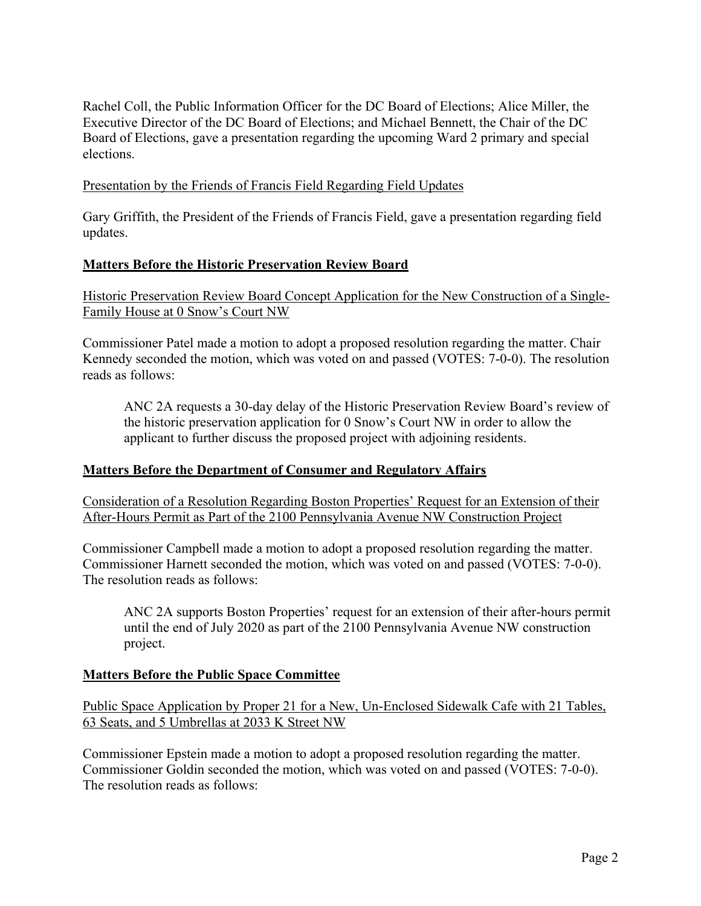Rachel Coll, the Public Information Officer for the DC Board of Elections; Alice Miller, the Executive Director of the DC Board of Elections; and Michael Bennett, the Chair of the DC Board of Elections, gave a presentation regarding the upcoming Ward 2 primary and special elections.

Presentation by the Friends of Francis Field Regarding Field Updates

Gary Griffith, the President of the Friends of Francis Field, gave a presentation regarding field updates.

## Matters Before the Historic Preservation Review Board

Historic Preservation Review Board Concept Application for the New Construction of a Single-Family House at 0 Snow's Court NW

Commissioner Patel made a motion to adopt a proposed resolution regarding the matter. Chair Kennedy seconded the motion, which was voted on and passed (VOTES: 7-0-0). The resolution reads as follows:

> ANC 2A requests a 30-day delay of the Historic Preservation Review Board's review of the historic preservation application for 0 Snow's Court NW in order to allow the applicant to further discuss the proposed project with adjoining residents.

## Matters Before the Department of Consumer and Regulatory Affairs

Consideration of a Resolution Regarding Boston Properties' Request for an Extension of their After-Hours Permit as Part of the 2100 Pennsylvania Avenue NW Construction Project

Commissioner Campbell made a motion to adopt a proposed resolution regarding the matter. Commissioner Harnett seconded the motion, which was voted on and passed (VOTES: 7-0-0). The resolution reads as follows:

> ANC 2A supports Boston Properties' request for an extension of their after-hours permit until the end of July 2020 as part of the 2100 Pennsylvania Avenue NW construction project.

## Matters Before the Public Space Committee

Public Space Application by Proper 21 for a New, Un-Enclosed Sidewalk Cafe with 21 Tables, 63 Seats, and 5 Umbrellas at 2033 K Street NW

Commissioner Epstein made a motion to adopt a proposed resolution regarding the matter. Commissioner Goldin seconded the motion, which was voted on and passed (VOTES: 7-0-0). The resolution reads as follows: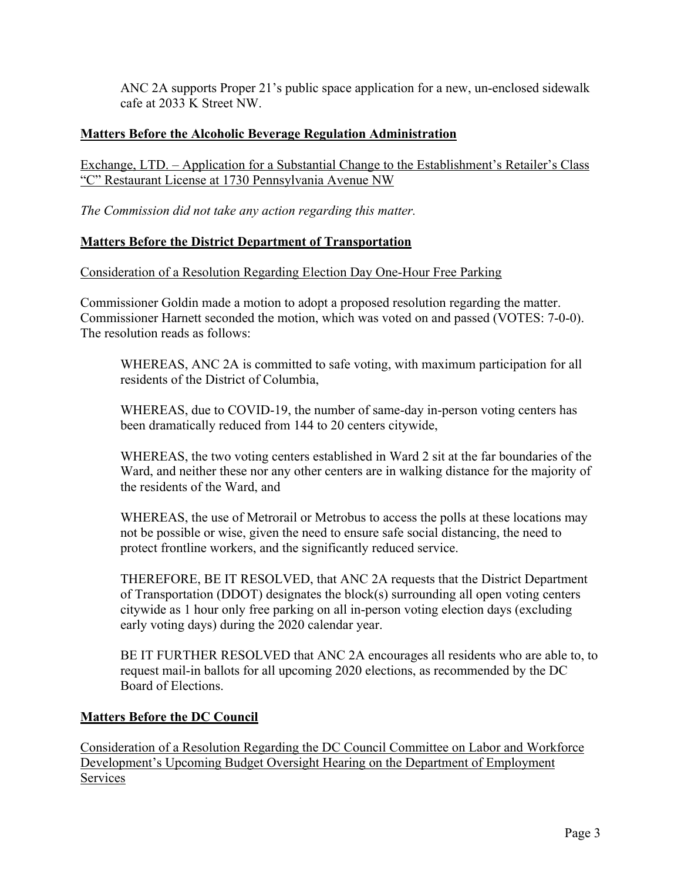ANC 2A supports Proper 21's public space application for a new, un-enclosed sidewalk cafe at 2033 K Street NW.

## Matters Before the Alcoholic Beverage Regulation Administration

Exchange, LTD. – Application for a Substantial Change to the Establishment's Retailer's Class "C" Restaurant License at 1730 Pennsylvania Avenue NW

*The Commission did not take any action regarding this matter.*

## Matters Before the District Department of Transportation

Consideration of a Resolution Regarding Election Day One-Hour Free Parking

Commissioner Goldin made a motion to adopt a proposed resolution regarding the matter. Commissioner Harnett seconded the motion, which was voted on and passed (VOTES: 7-0-0). The resolution reads as follows:

> WHEREAS, ANC 2A is committed to safe voting, with maximum participation for all residents of the District of Columbia,
>
> WHEREAS, due to COVID-19, the number of same-day in-person voting centers has been dramatically reduced from 144 to 20 centers citywide,
>
> WHEREAS, the two voting centers established in Ward 2 sit at the far boundaries of the Ward, and neither these nor any other centers are in walking distance for the majority of the residents of the Ward, and
>
> WHEREAS, the use of Metrorail or Metrobus to access the polls at these locations may not be possible or wise, given the need to ensure safe social distancing, the need to protect frontline workers, and the significantly reduced service.
>
> THEREFORE, BE IT RESOLVED, that ANC 2A requests that the District Department of Transportation (DDOT) designates the block(s) surrounding all open voting centers citywide as 1 hour only free parking on all in-person voting election days (excluding early voting days) during the 2020 calendar year.
>
> BE IT FURTHER RESOLVED that ANC 2A encourages all residents who are able to, to request mail-in ballots for all upcoming 2020 elections, as recommended by the DC Board of Elections.

## Matters Before the DC Council

Consideration of a Resolution Regarding the DC Council Committee on Labor and Workforce Development's Upcoming Budget Oversight Hearing on the Department of Employment Services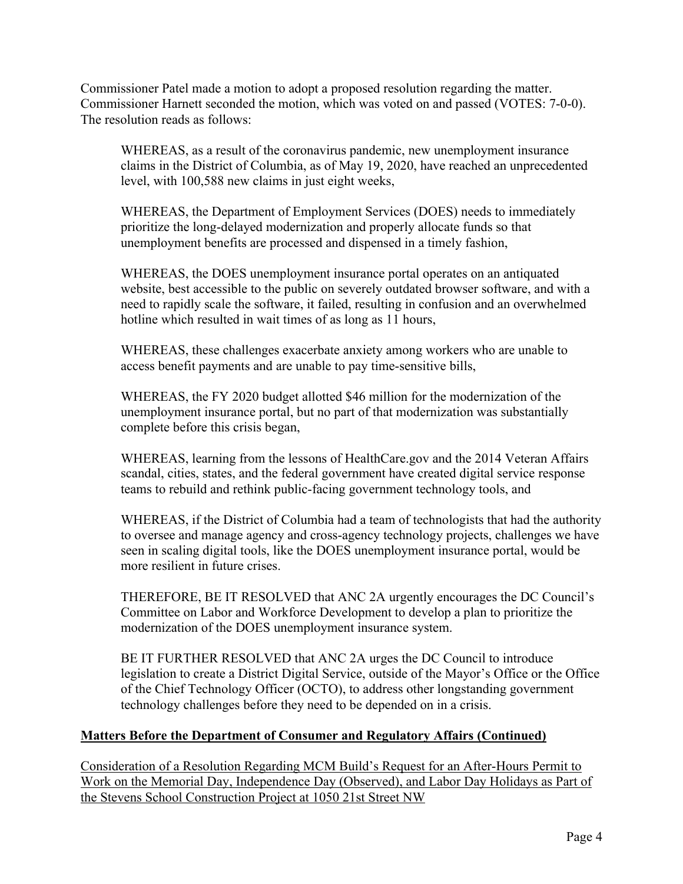Commissioner Patel made a motion to adopt a proposed resolution regarding the matter. Commissioner Harnett seconded the motion, which was voted on and passed (VOTES: 7-0-0). The resolution reads as follows:

> WHEREAS, as a result of the coronavirus pandemic, new unemployment insurance claims in the District of Columbia, as of May 19, 2020, have reached an unprecedented level, with 100,588 new claims in just eight weeks,
>
> WHEREAS, the Department of Employment Services (DOES) needs to immediately prioritize the long-delayed modernization and properly allocate funds so that unemployment benefits are processed and dispensed in a timely fashion,
>
> WHEREAS, the DOES unemployment insurance portal operates on an antiquated website, best accessible to the public on severely outdated browser software, and with a need to rapidly scale the software, it failed, resulting in confusion and an overwhelmed hotline which resulted in wait times of as long as 11 hours,
>
> WHEREAS, these challenges exacerbate anxiety among workers who are unable to access benefit payments and are unable to pay time-sensitive bills,
>
> WHEREAS, the FY 2020 budget allotted $46 million for the modernization of the unemployment insurance portal, but no part of that modernization was substantially complete before this crisis began,
>
> WHEREAS, learning from the lessons of HealthCare.gov and the 2014 Veteran Affairs scandal, cities, states, and the federal government have created digital service response teams to rebuild and rethink public-facing government technology tools, and
>
> WHEREAS, if the District of Columbia had a team of technologists that had the authority to oversee and manage agency and cross-agency technology projects, challenges we have seen in scaling digital tools, like the DOES unemployment insurance portal, would be more resilient in future crises.
>
> THEREFORE, BE IT RESOLVED that ANC 2A urgently encourages the DC Council's Committee on Labor and Workforce Development to develop a plan to prioritize the modernization of the DOES unemployment insurance system.
>
> BE IT FURTHER RESOLVED that ANC 2A urges the DC Council to introduce legislation to create a District Digital Service, outside of the Mayor's Office or the Office of the Chief Technology Officer (OCTO), to address other longstanding government technology challenges before they need to be depended on in a crisis.

**Matters Before the Department of Consumer and Regulatory Affairs (Continued)**

Consideration of a Resolution Regarding MCM Build's Request for an After-Hours Permit to Work on the Memorial Day, Independence Day (Observed), and Labor Day Holidays as Part of the Stevens School Construction Project at 1050 21st Street NW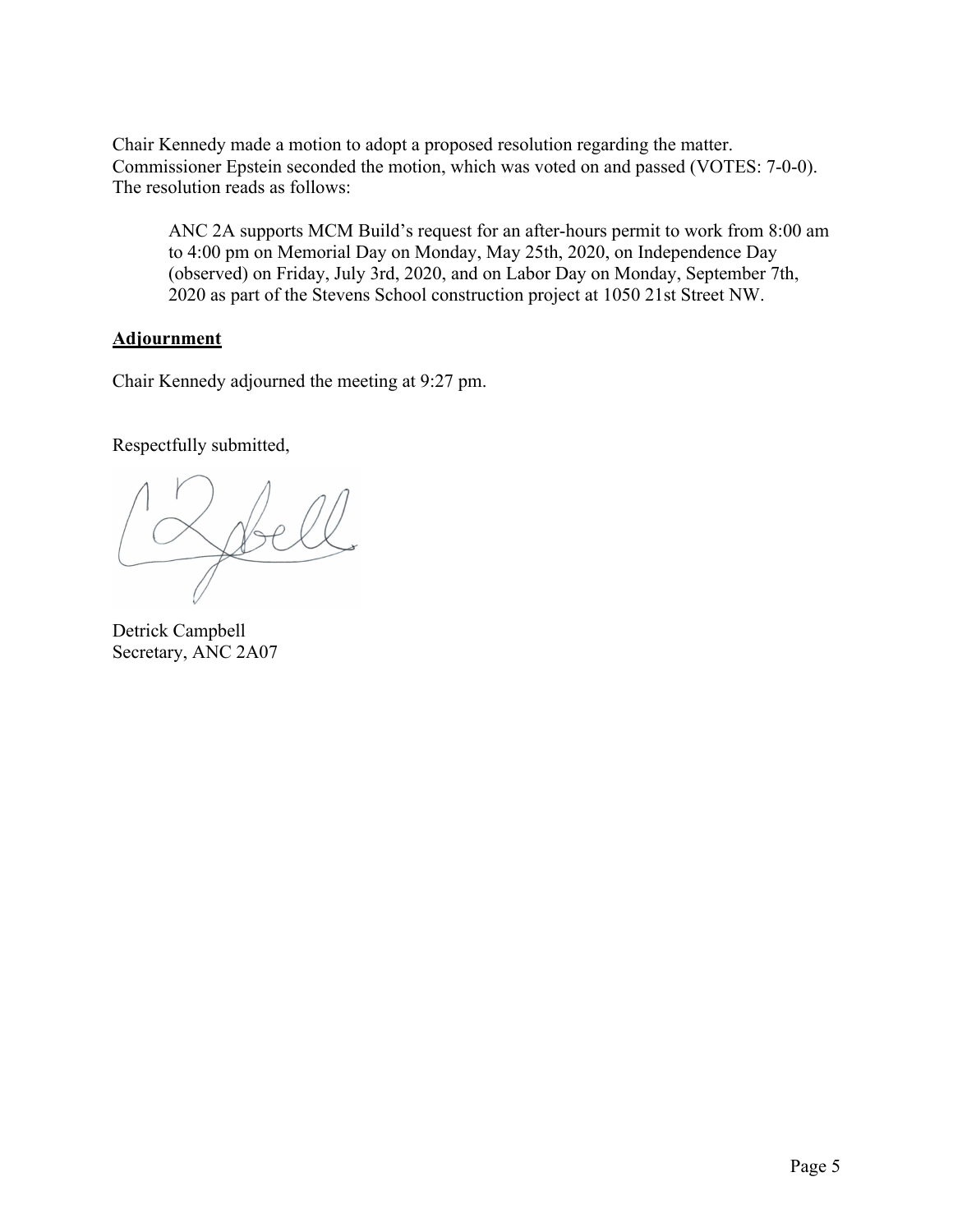Chair Kennedy made a motion to adopt a proposed resolution regarding the matter. Commissioner Epstein seconded the motion, which was voted on and passed (VOTES: 7-0-0). The resolution reads as follows:

> ANC 2A supports MCM Build's request for an after-hours permit to work from 8:00 am to 4:00 pm on Memorial Day on Monday, May 25th, 2020, on Independence Day (observed) on Friday, July 3rd, 2020, and on Labor Day on Monday, September 7th, 2020 as part of the Stevens School construction project at 1050 21st Street NW.

**Adjournment**

Chair Kennedy adjourned the meeting at 9:27 pm.

Respectfully submitted,

Detrick Campbell
Secretary, ANC 2A07